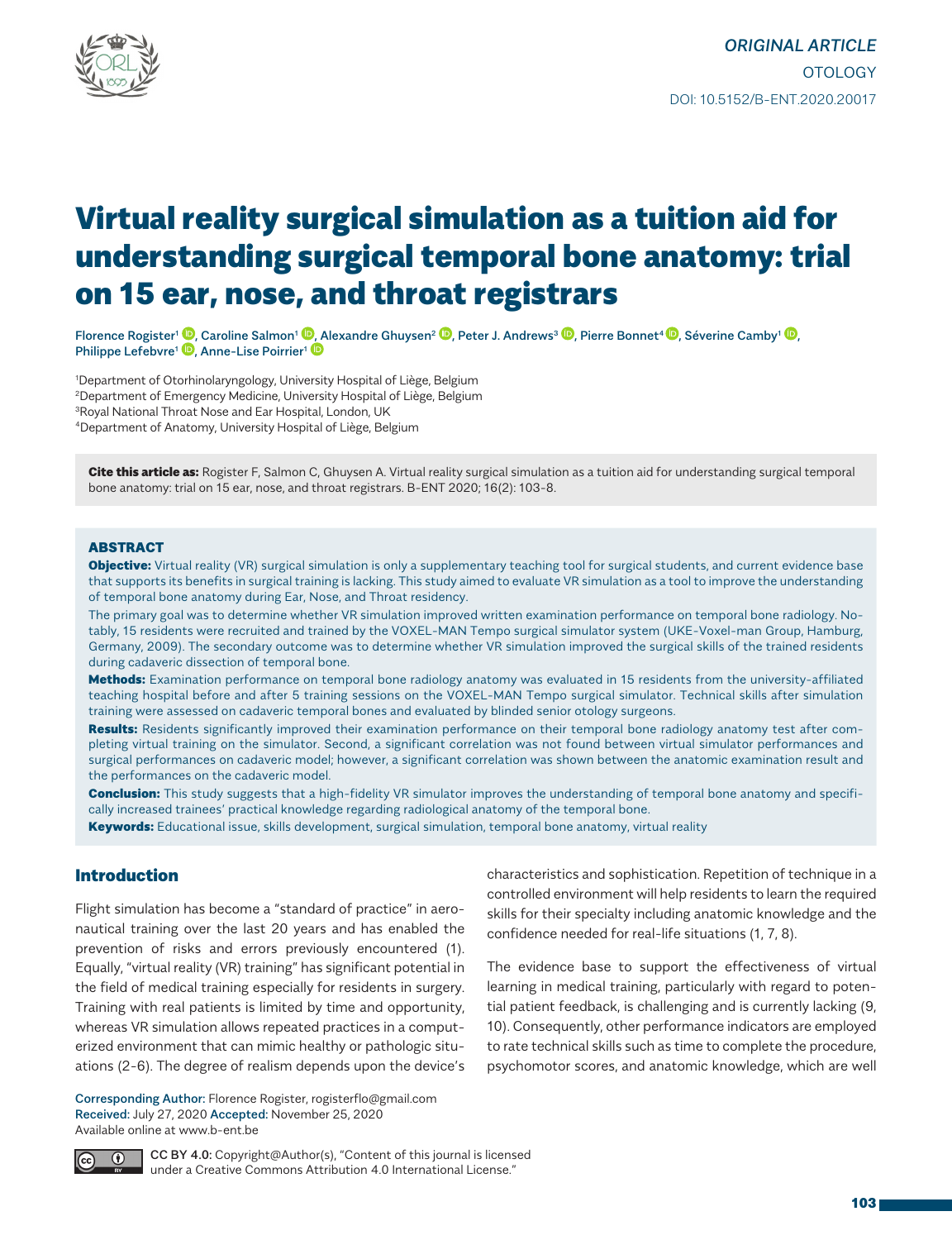ORIGINAL ARTICLE
OTOLOGY
DOI: 10.5152/B-ENT.2020.20017

# Virtual reality surgical simulation as a tuition aid for understanding surgical temporal bone anatomy: trial on 15 ear, nose, and throat registrars

Florence Rogister[1], Caroline Salmon[1], Alexandre Ghuysen[2], Peter J. Andrews[3], Pierre Bonnet[4], Séverine Camby[1], Philippe Lefebvre[1], Anne-Lise Poirrier[1]

[1]Department of Otorhinolaryngology, University Hospital of Liège, Belgium
[2]Department of Emergency Medicine, University Hospital of Liège, Belgium
[3]Royal National Throat Nose and Ear Hospital, London, UK
[4]Department of Anatomy, University Hospital of Liège, Belgium

**Cite this article as:** Rogister F, Salmon C, Ghuysen A. Virtual reality surgical simulation as a tuition aid for understanding surgical temporal bone anatomy: trial on 15 ear, nose, and throat registrars. B-ENT 2020; 16(2): 103-8.

## ABSTRACT

**Objective:** Virtual reality (VR) surgical simulation is only a supplementary teaching tool for surgical students, and current evidence base that supports its benefits in surgical training is lacking. This study aimed to evaluate VR simulation as a tool to improve the understanding of temporal bone anatomy during Ear, Nose, and Throat residency.

The primary goal was to determine whether VR simulation improved written examination performance on temporal bone radiology. Notably, 15 residents were recruited and trained by the VOXEL-MAN Tempo surgical simulator system (UKE-Voxel-man Group, Hamburg, Germany, 2009). The secondary outcome was to determine whether VR simulation improved the surgical skills of the trained residents during cadaveric dissection of temporal bone.

**Methods:** Examination performance on temporal bone radiology anatomy was evaluated in 15 residents from the university-affiliated teaching hospital before and after 5 training sessions on the VOXEL-MAN Tempo surgical simulator. Technical skills after simulation training were assessed on cadaveric temporal bones and evaluated by blinded senior otology surgeons.

**Results:** Residents significantly improved their examination performance on their temporal bone radiology anatomy test after completing virtual training on the simulator. Second, a significant correlation was not found between virtual simulator performances and surgical performances on cadaveric model; however, a significant correlation was shown between the anatomic examination result and the performances on the cadaveric model.

**Conclusion:** This study suggests that a high-fidelity VR simulator improves the understanding of temporal bone anatomy and specifically increased trainees' practical knowledge regarding radiological anatomy of the temporal bone.

**Keywords:** Educational issue, skills development, surgical simulation, temporal bone anatomy, virtual reality

## Introduction

Flight simulation has become a "standard of practice" in aeronautical training over the last 20 years and has enabled the prevention of risks and errors previously encountered (1). Equally, "virtual reality (VR) training" has significant potential in the field of medical training especially for residents in surgery. Training with real patients is limited by time and opportunity, whereas VR simulation allows repeated practices in a computerized environment that can mimic healthy or pathologic situations (2-6). The degree of realism depends upon the device's characteristics and sophistication. Repetition of technique in a controlled environment will help residents to learn the required skills for their specialty including anatomic knowledge and the confidence needed for real-life situations (1, 7, 8).

The evidence base to support the effectiveness of virtual learning in medical training, particularly with regard to potential patient feedback, is challenging and is currently lacking (9, 10). Consequently, other performance indicators are employed to rate technical skills such as time to complete the procedure, psychomotor scores, and anatomic knowledge, which are well

Corresponding Author: Florence Rogister, rogisterflo@gmail.com
Received: July 27, 2020 Accepted: November 25, 2020
Available online at www.b-ent.be

CC BY 4.0: Copyright@Author(s), "Content of this journal is licensed under a Creative Commons Attribution 4.0 International License."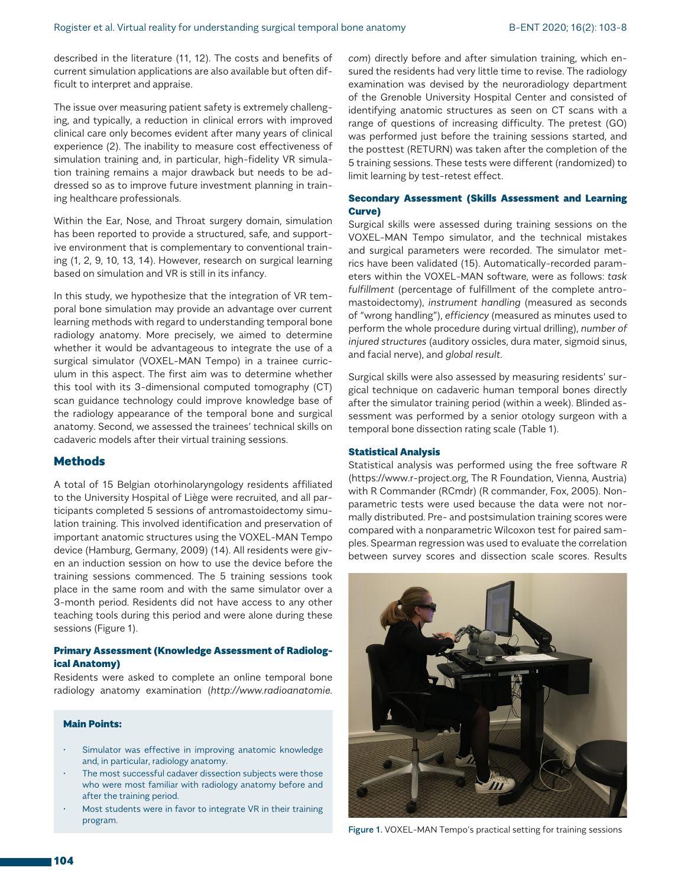described in the literature (11, 12). The costs and benefits of current simulation applications are also available but often difficult to interpret and appraise.

The issue over measuring patient safety is extremely challenging, and typically, a reduction in clinical errors with improved clinical care only becomes evident after many years of clinical experience (2). The inability to measure cost effectiveness of simulation training and, in particular, high-fidelity VR simulation training remains a major drawback but needs to be addressed so as to improve future investment planning in training healthcare professionals.

Within the Ear, Nose, and Throat surgery domain, simulation has been reported to provide a structured, safe, and supportive environment that is complementary to conventional training (1, 2, 9, 10, 13, 14). However, research on surgical learning based on simulation and VR is still in its infancy.

In this study, we hypothesize that the integration of VR temporal bone simulation may provide an advantage over current learning methods with regard to understanding temporal bone radiology anatomy. More precisely, we aimed to determine whether it would be advantageous to integrate the use of a surgical simulator (VOXEL-MAN Tempo) in a trainee curriculum in this aspect. The first aim was to determine whether this tool with its 3-dimensional computed tomography (CT) scan guidance technology could improve knowledge base of the radiology appearance of the temporal bone and surgical anatomy. Second, we assessed the trainees' technical skills on cadaveric models after their virtual training sessions.

## Methods

A total of 15 Belgian otorhinolaryngology residents affiliated to the University Hospital of Liège were recruited, and all participants completed 5 sessions of antromastoidectomy simulation training. This involved identification and preservation of important anatomic structures using the VOXEL-MAN Tempo device (Hamburg, Germany, 2009) (14). All residents were given an induction session on how to use the device before the training sessions commenced. The 5 training sessions took place in the same room and with the same simulator over a 3-month period. Residents did not have access to any other teaching tools during this period and were alone during these sessions (Figure 1).

### Primary Assessment (Knowledge Assessment of Radiological Anatomy)

Residents were asked to complete an online temporal bone radiology anatomy examination (*http://www.radioanatomie.com*) directly before and after simulation training, which ensured the residents had very little time to revise. The radiology examination was devised by the neuroradiology department of the Grenoble University Hospital Center and consisted of identifying anatomic structures as seen on CT scans with a range of questions of increasing difficulty. The pretest (GO) was performed just before the training sessions started, and the posttest (RETURN) was taken after the completion of the 5 training sessions. These tests were different (randomized) to limit learning by test-retest effect.

### Secondary Assessment (Skills Assessment and Learning Curve)

Surgical skills were assessed during training sessions on the VOXEL-MAN Tempo simulator, and the technical mistakes and surgical parameters were recorded. The simulator metrics have been validated (15). Automatically-recorded parameters within the VOXEL-MAN software, were as follows: *task fulfillment* (percentage of fulfillment of the complete antromastoidectomy), *instrument handling* (measured as seconds of "wrong handling"), *efficiency* (measured as minutes used to perform the whole procedure during virtual drilling), *number of injured structures* (auditory ossicles, dura mater, sigmoid sinus, and facial nerve), and *global result*.

Surgical skills were also assessed by measuring residents' surgical technique on cadaveric human temporal bones directly after the simulator training period (within a week). Blinded assessment was performed by a senior otology surgeon with a temporal bone dissection rating scale (Table 1).

### Statistical Analysis

Statistical analysis was performed using the free software *R* (https://www.r-project.org, The R Foundation, Vienna, Austria) with R Commander (RCmdr) (R commander, Fox, 2005). Nonparametric tests were used because the data were not normally distributed. Pre- and postsimulation training scores were compared with a nonparametric Wilcoxon test for paired samples. Spearman regression was used to evaluate the correlation between survey scores and dissection scale scores. Results

Figure 1. VOXEL-MAN Tempo's practical setting for training sessions

**Main Points:**

- Simulator was effective in improving anatomic knowledge and, in particular, radiology anatomy.
- The most successful cadaver dissection subjects were those who were most familiar with radiology anatomy before and after the training period.
- Most students were in favor to integrate VR in their training program.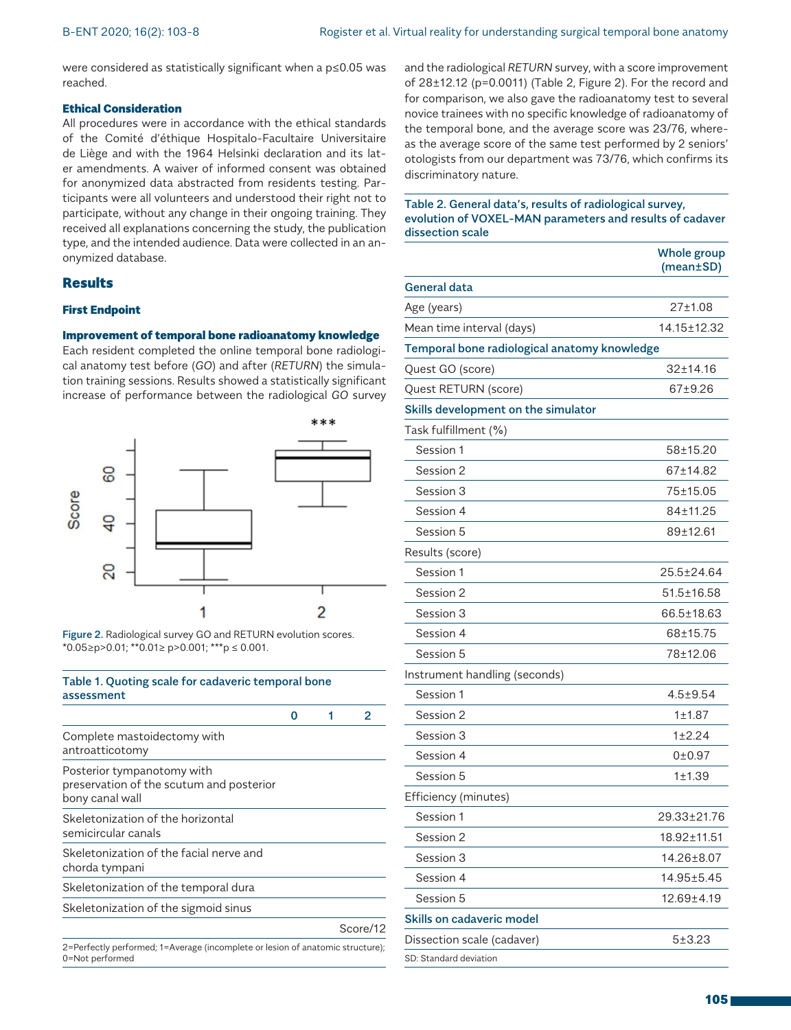were considered as statistically significant when a p≤0.05 was reached.

### Ethical Consideration

All procedures were in accordance with the ethical standards of the Comité d'éthique Hospitalo-Facultaire Universitaire de Liège and with the 1964 Helsinki declaration and its later amendments. A waiver of informed consent was obtained for anonymized data abstracted from residents testing. Participants were all volunteers and understood their right not to participate, without any change in their ongoing training. They received all explanations concerning the study, the publication type, and the intended audience. Data were collected in an anonymized database.

## Results

### First Endpoint

#### Improvement of temporal bone radioanatomy knowledge

Each resident completed the online temporal bone radiological anatomy test before (*GO*) and after (*RETURN*) the simulation training sessions. Results showed a statistically significant increase of performance between the radiological *GO* survey and the radiological *RETURN* survey, with a score improvement of 28±12.12 (p=0.0011) (Table 2, Figure 2). For the record and for comparison, we also gave the radioanatomy test to several novice trainees with no specific knowledge of radioanatomy of the temporal bone, and the average score was 23/76, whereas the average score of the same test performed by 2 seniors' otologists from our department was 73/76, which confirms its discriminatory nature.

Figure 2. Radiological survey GO and RETURN evolution scores. *0.05≥p>0.01; **0.01≥ p>0.001; ***p ≤ 0.001.

**Table 1. Quoting scale for cadaveric temporal bone assessment**

| | 0 | 1 | 2 |
|---|---|---|---|
| Complete mastoidectomy with antroatticotomy | | | |
| Posterior tympanotomy with preservation of the scutum and posterior bony canal wall | | | |
| Skeletonization of the horizontal semicircular canals | | | |
| Skeletonization of the facial nerve and chorda tympani | | | |
| Skeletonization of the temporal dura | | | |
| Skeletonization of the sigmoid sinus | | | |
| | | | Score/12 |

2=Perfectly performed; 1=Average (incomplete or lesion of anatomic structure); 0=Not performed

**Table 2. General data's, results of radiological survey, evolution of VOXEL-MAN parameters and results of cadaver dissection scale**

| | Whole group (mean±SD) |
|---|---|
| **General data** | |
| Age (years) | 27±1.08 |
| Mean time interval (days) | 14.15±12.32 |
| **Temporal bone radiological anatomy knowledge** | |
| Quest GO (score) | 32±14.16 |
| Quest RETURN (score) | 67±9.26 |
| **Skills development on the simulator** | |
| Task fulfillment (%) | |
| Session 1 | 58±15.20 |
| Session 2 | 67±14.82 |
| Session 3 | 75±15.05 |
| Session 4 | 84±11.25 |
| Session 5 | 89±12.61 |
| Results (score) | |
| Session 1 | 25.5±24.64 |
| Session 2 | 51.5±16.58 |
| Session 3 | 66.5±18.63 |
| Session 4 | 68±15.75 |
| Session 5 | 78±12.06 |
| Instrument handling (seconds) | |
| Session 1 | 4.5±9.54 |
| Session 2 | 1±1.87 |
| Session 3 | 1±2.24 |
| Session 4 | 0±0.97 |
| Session 5 | 1±1.39 |
| Efficiency (minutes) | |
| Session 1 | 29.33±21.76 |
| Session 2 | 18.92±11.51 |
| Session 3 | 14.26±8.07 |
| Session 4 | 14.95±5.45 |
| Session 5 | 12.69±4.19 |
| **Skills on cadaveric model** | |
| Dissection scale (cadaver) | 5±3.23 |

SD: Standard deviation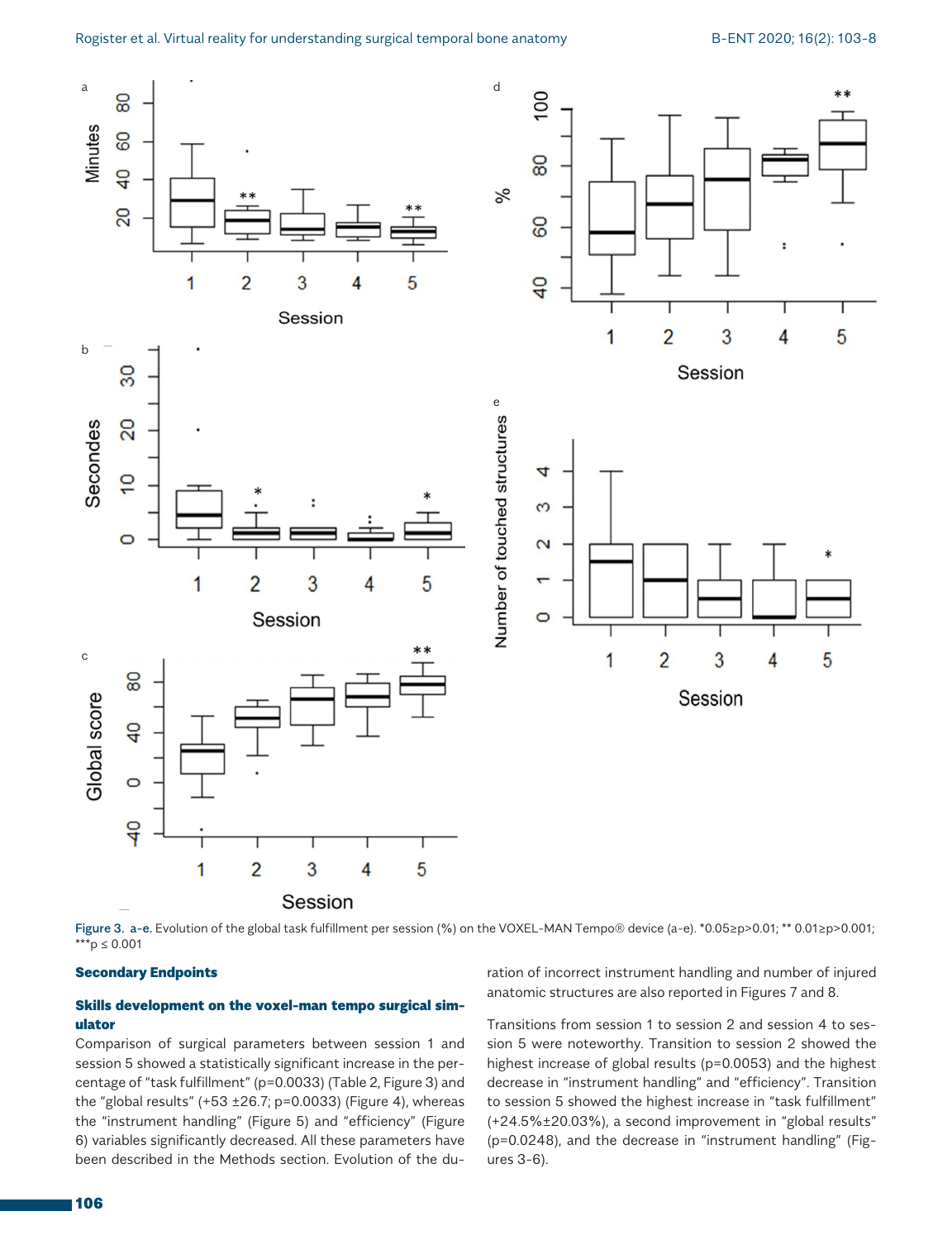Figure 3. a-e. Evolution of the global task fulfillment per session (%) on the VOXEL-MAN Tempo® device (a-e). *0.05≥p>0.01; ** 0.01≥p>0.001; ***p ≤ 0.001

### Secondary Endpoints

#### Skills development on the voxel-man tempo surgical simulator

Comparison of surgical parameters between session 1 and session 5 showed a statistically significant increase in the percentage of "task fulfillment" (p=0.0033) (Table 2, Figure 3) and the "global results" (+53 ±26.7; p=0.0033) (Figure 4), whereas the "instrument handling" (Figure 5) and "efficiency" (Figure 6) variables significantly decreased. All these parameters have been described in the Methods section. Evolution of the duration of incorrect instrument handling and number of injured anatomic structures are also reported in Figures 7 and 8.

Transitions from session 1 to session 2 and session 4 to session 5 were noteworthy. Transition to session 2 showed the highest increase of global results (p=0.0053) and the highest decrease in "instrument handling" and "efficiency". Transition to session 5 showed the highest increase in "task fulfillment" (+24.5%±20.03%), a second improvement in "global results" (p=0.0248), and the decrease in "instrument handling" (Figures 3-6).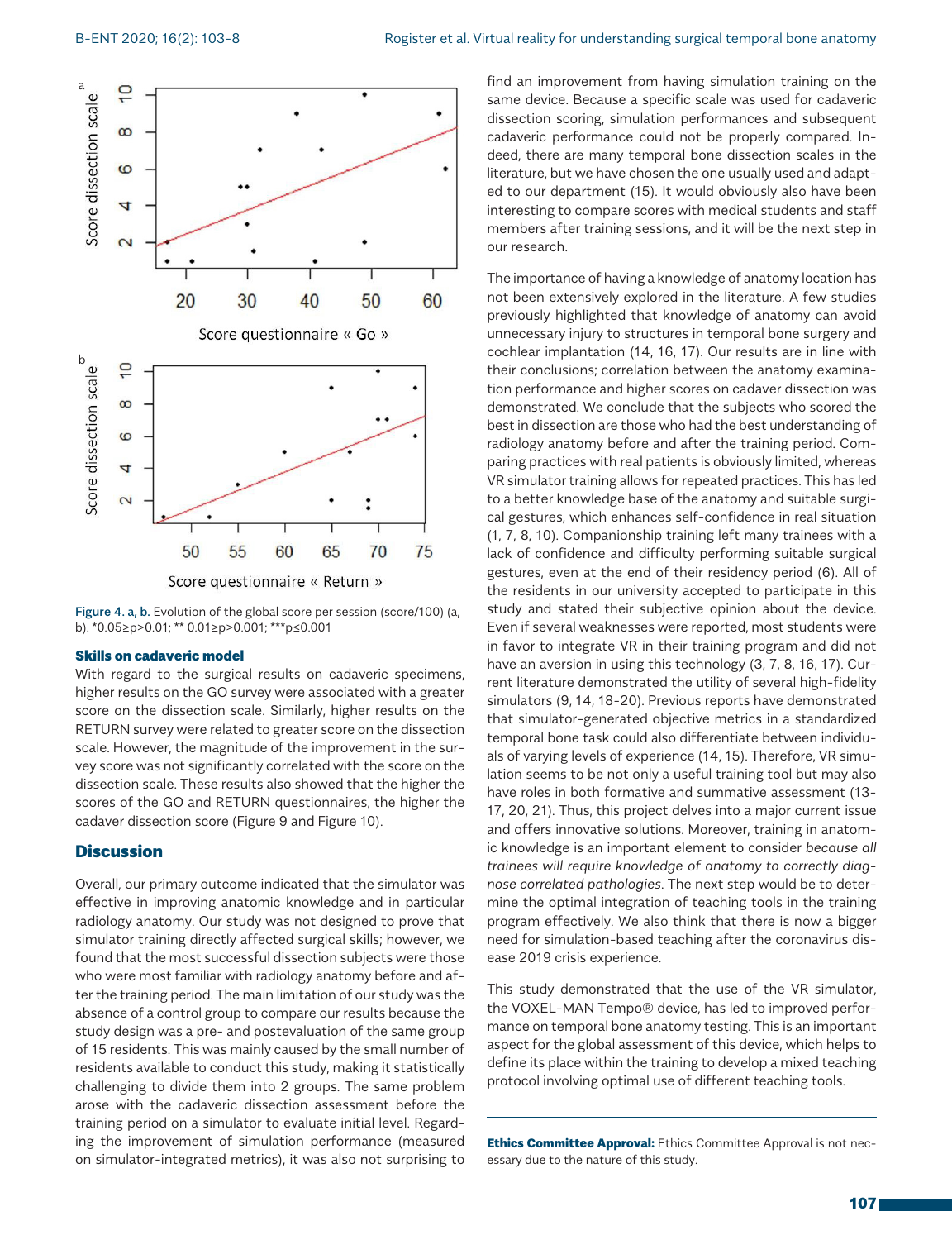Figure 4. a, b. Evolution of the global score per session (score/100) (a, b). *0.05≥p>0.01; ** 0.01≥p>0.001; ***p≤0.001

#### Skills on cadaveric model

With regard to the surgical results on cadaveric specimens, higher results on the GO survey were associated with a greater score on the dissection scale. Similarly, higher results on the RETURN survey were related to greater score on the dissection scale. However, the magnitude of the improvement in the survey score was not significantly correlated with the score on the dissection scale. These results also showed that the higher the scores of the GO and RETURN questionnaires, the higher the cadaver dissection score (Figure 9 and Figure 10).

## Discussion

Overall, our primary outcome indicated that the simulator was effective in improving anatomic knowledge and in particular radiology anatomy. Our study was not designed to prove that simulator training directly affected surgical skills; however, we found that the most successful dissection subjects were those who were most familiar with radiology anatomy before and after the training period. The main limitation of our study was the absence of a control group to compare our results because the study design was a pre- and postevaluation of the same group of 15 residents. This was mainly caused by the small number of residents available to conduct this study, making it statistically challenging to divide them into 2 groups. The same problem arose with the cadaveric dissection assessment before the training period on a simulator to evaluate initial level. Regarding the improvement of simulation performance (measured on simulator-integrated metrics), it was also not surprising to find an improvement from having simulation training on the same device. Because a specific scale was used for cadaveric dissection scoring, simulation performances and subsequent cadaveric performance could not be properly compared. Indeed, there are many temporal bone dissection scales in the literature, but we have chosen the one usually used and adapted to our department (15). It would obviously also have been interesting to compare scores with medical students and staff members after training sessions, and it will be the next step in our research.

The importance of having a knowledge of anatomy location has not been extensively explored in the literature. A few studies previously highlighted that knowledge of anatomy can avoid unnecessary injury to structures in temporal bone surgery and cochlear implantation (14, 16, 17). Our results are in line with their conclusions; correlation between the anatomy examination performance and higher scores on cadaver dissection was demonstrated. We conclude that the subjects who scored the best in dissection are those who had the best understanding of radiology anatomy before and after the training period. Comparing practices with real patients is obviously limited, whereas VR simulator training allows for repeated practices. This has led to a better knowledge base of the anatomy and suitable surgical gestures, which enhances self-confidence in real situation (1, 7, 8, 10). Companionship training left many trainees with a lack of confidence and difficulty performing suitable surgical gestures, even at the end of their residency period (6). All of the residents in our university accepted to participate in this study and stated their subjective opinion about the device. Even if several weaknesses were reported, most students were in favor to integrate VR in their training program and did not have an aversion in using this technology (3, 7, 8, 16, 17). Current literature demonstrated the utility of several high-fidelity simulators (9, 14, 18-20). Previous reports have demonstrated that simulator-generated objective metrics in a standardized temporal bone task could also differentiate between individuals of varying levels of experience (14, 15). Therefore, VR simulation seems to be not only a useful training tool but also may have roles in both formative and summative assessment (13-17, 20, 21). Thus, this project delves into a major current issue and offers innovative solutions. Moreover, training in anatomic knowledge is an important element to consider *because all trainees will require knowledge of anatomy to correctly diagnose correlated pathologies*. The next step would be to determine the optimal integration of teaching tools in the training program effectively. We also think that there is now a bigger need for simulation-based teaching after the coronavirus disease 2019 crisis experience.

This study demonstrated that the use of the VR simulator, the VOXEL-MAN Tempo® device, has led to improved performance on temporal bone anatomy testing. This is an important aspect for the global assessment of this device, which helps to define its place within the training to develop a mixed teaching protocol involving optimal use of different teaching tools.

**Ethics Committee Approval:** Ethics Committee Approval is not necessary due to the nature of this study.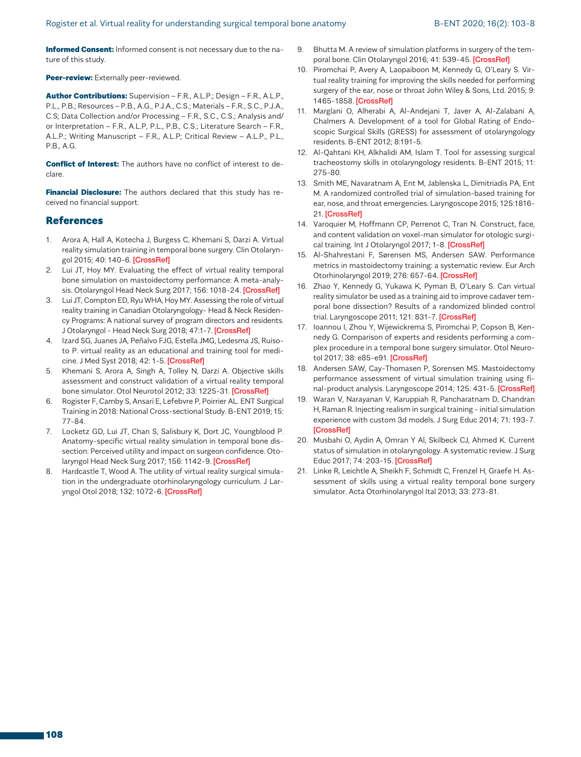**Informed Consent:** Informed consent is not necessary due to the nature of this study.

**Peer-review:** Externally peer-reviewed.

**Author Contributions:** Supervision – F.R., A.L.P.; Design – F.R., A.L.P., P.L., P.B.; Resources – P.B., A.G., P.J.A., C.S.; Materials – F.R., S.C., P.J.A., C.S; Data Collection and/or Processing – F.R., S.C., C.S.; Analysis and/or Interpretation – F.R., A.L.P, P.L., P.B., C.S.; Literature Search – F.R., A.L.P.; Writing Manuscript – F.R., A.L.P; Critical Review – A.L.P., P.L., P.B., A.G.

**Conflict of Interest:** The authors have no conflict of interest to declare.

**Financial Disclosure:** The authors declared that this study has received no financial support.

## References

1. Arora A, Hall A, Kotecha J, Burgess C, Khemani S, Darzi A. Virtual reality simulation training in temporal bone surgery. Clin Otolaryngol 2015; 40: 140-6. [CrossRef]
2. Lui JT, Hoy MY. Evaluating the effect of virtual reality temporal bone simulation on mastoidectomy performance: A meta-analysis. Otolaryngol Head Neck Surg 2017; 156: 1018-24. [CrossRef]
3. Lui JT, Compton ED, Ryu WHA, Hoy MY. Assessing the role of virtual reality training in Canadian Otolaryngology- Head & Neck Residency Programs: A national survey of program directors and residents. J Otolaryngol - Head Neck Surg 2018; 47:1-7. [CrossRef]
4. Izard SG, Juanes JA, Peñalvo FJG, Estella JMG, Ledesma JS, Ruisoto P. virtual reality as an educational and training tool for medicine. J Med Syst 2018; 42: 1-5. [CrossRef]
5. Khemani S, Arora A, Singh A, Tolley N, Darzi A. Objective skills assessment and construct validation of a virtual reality temporal bone simulator. Otol Neurotol 2012; 33: 1225-31. [CrossRef]
6. Rogister F, Camby S, Ansari E, Lefebvre P, Poirrier AL. ENT Surgical Training in 2018: National Cross-sectional Study. B-ENT 2019; 15: 77-84.
7. Locketz GD, Lui JT, Chan S, Salisbury K, Dort JC, Youngblood P. Anatomy-specific virtual reality simulation in temporal bone dissection: Perceived utility and impact on surgeon confidence. Otolaryngol Head Neck Surg 2017; 156: 1142-9. [CrossRef]
8. Hardcastle T, Wood A. The utility of virtual reality surgical simulation in the undergraduate otorhinolaryngology curriculum. J Laryngol Otol 2018; 132: 1072-6. [CrossRef]
9. Bhutta M. A review of simulation platforms in surgery of the temporal bone. Clin Otolaryngol 2016; 41: 539-45. [CrossRef]
10. Piromchai P, Avery A, Laopaiboon M, Kennedy G, O'Leary S. Virtual reality training for improving the skills needed for performing surgery of the ear, nose or throat John Wiley & Sons, Ltd. 2015; 9: 1465-1858. [CrossRef]
11. Marglani O, Alherabi A, Al-Andejani T, Javer A, Al-Zalabani A, Chalmers A. Development of a tool for Global Rating of Endoscopic Surgical Skills (GRESS) for assessment of otolaryngology residents. B-ENT 2012; 8:191-5.
12. Al-Qahtani KH, Alkhalidi AM, Islam T. Tool for assessing surgical tracheostomy skills in otolaryngology residents. B-ENT 2015; 11: 275-80.
13. Smith ME, Navaratnam A, Ent M, Jablenska L, Dimitriadis PA, Ent M. A randomized controlled trial of simulation-based training for ear, nose, and throat emergencies. Laryngoscope 2015; 125:1816-21. [CrossRef]
14. Varoquier M, Hoffmann CP, Perrenot C, Tran N. Construct, face, and content validation on voxel-man simulator for otologic surgical training. Int J Otolaryngol 2017; 1-8. [CrossRef]
15. Al-Shahrestani F, Sørensen MS, Andersen SAW. Performance metrics in mastoidectomy training: a systematic review. Eur Arch Otorhinolaryngol 2019; 276: 657-64. [CrossRef]
16. Zhao Y, Kennedy G, Yukawa K, Pyman B, O'Leary S. Can virtual reality simulator be used as a training aid to improve cadaver temporal bone dissection? Results of a randomized blinded control trial. Laryngoscope 2011; 121: 831-7. [CrossRef]
17. Ioannou I, Zhou Y, Wijewickrema S, Piromchai P, Copson B, Kennedy G. Comparison of experts and residents performing a complex procedure in a temporal bone surgery simulator. Otol Neurotol 2017; 38: e85-e91. [CrossRef]
18. Andersen SAW, Cay-Thomasen P, Sorensen MS. Mastoidectomy performance assessment of virtual simulation training using final-product analysis. Laryngoscope 2014; 125: 431-5. [CrossRef]
19. Waran V, Narayanan V, Karuppiah R, Pancharatnam D, Chandran H, Raman R. Injecting realism in surgical training - initial simulation experience with custom 3d models. J Surg Educ 2014; 71: 193-7. [CrossRef]
20. Musbahi O, Aydin A, Omran Y Al, Skilbeck CJ, Ahmed K. Current status of simulation in otolaryngology. A systematic review. J Surg Educ 2017; 74: 203-15. [CrossRef]
21. Linke R, Leichtle A, Sheikh F, Schmidt C, Frenzel H, Graefe H. Assessment of skills using a virtual reality temporal bone surgery simulator. Acta Otorhinolaryngol Ital 2013; 33: 273-81.